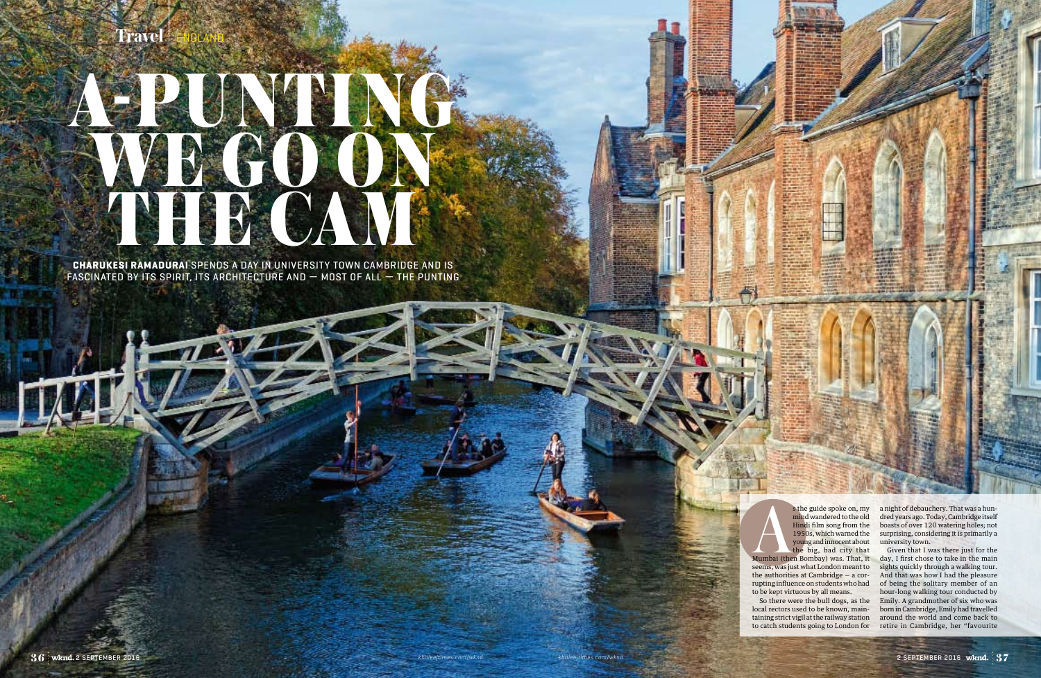# A-PUNTING WE GO ON THE CAM

**CHARUKESI RAMADURAI** SPENDS A DAY IN UNIVERSITY TOWN CAMBRIDGE AND IS FASCINATED BY ITS SPIRIT, ITS ARCHITECTURE AND — MOST OF ALL — THE PUNTING

As the guide spoke on, my mind wandered to the old Hindi film song from the 1950s, which warned the young and innocent about the big, bad city that Mumbai (then Bombay) was. That, it seems, was just what London meant to the authorities at Cambridge – a corrupting influence on students who had to be kept virtuous by all means.

So there were the bull dogs, as the local rectors used to be known, maintaining strict vigil at the railway station to catch students going to London for a night of debauchery. That was a hundred years ago. Today, Cambridge itself boasts of over 120 watering holes; not surprising, considering it is primarily a university town.

Given that I was there just for the day, I first chose to take in the main sights quickly through a walking tour. And that was how I had the pleasure of being the solitary member of an hour-long walking tour conducted by Emily. A grandmother of six who was born in Cambridge, Emily had travelled around the world and come back to retire in Cambridge, her "favourite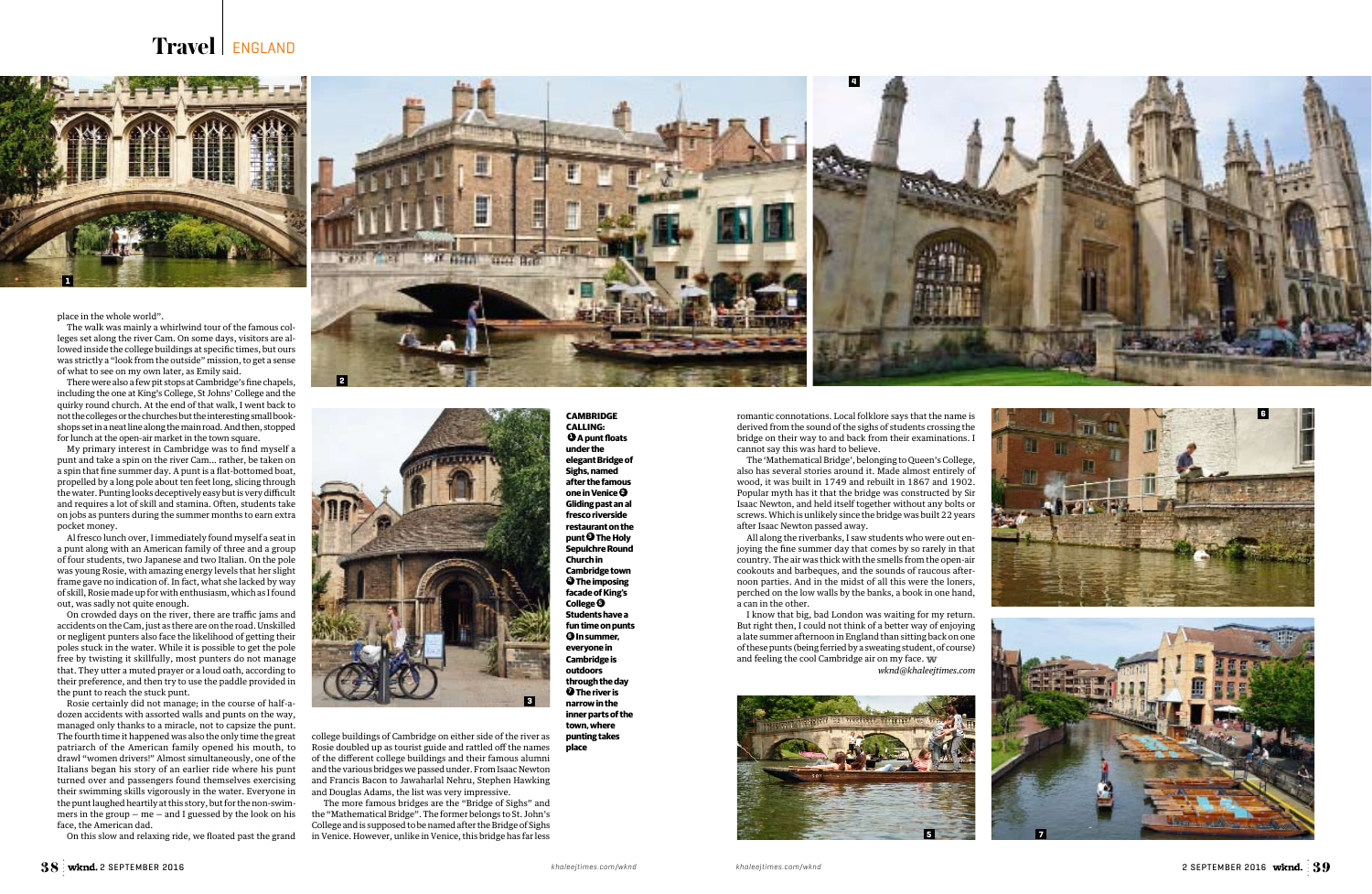place in the whole world".

The walk was mainly a whirlwind tour of the famous colleges set along the river Cam. On some days, visitors are allowed inside the college buildings at specific times, but ours was strictly a "look from the outside" mission, to get a sense of what to see on my own later, as Emily said.

There were also a few pit stops at Cambridge's fine chapels, including the one at King's College, St Johns' College and the quirky round church. At the end of that walk, I went back to not the colleges or the churches but the interesting small bookshops set in a neat line along the main road. And then, stopped for lunch at the open-air market in the town square.

My primary interest in Cambridge was to find myself a punt and take a spin on the river Cam... rather, be taken on a spin that fine summer day. A punt is a flat-bottomed boat, propelled by a long pole about ten feet long, slicing through the water. Punting looks deceptively easy but is very difficult and requires a lot of skill and stamina. Often, students take on jobs as punters during the summer months to earn extra pocket money.

Al fresco lunch over, I immediately found myself a seat in a punt along with an American family of three and a group of four students, two Japanese and two Italian. On the pole was young Rosie, with amazing energy levels that her slight frame gave no indication of. In fact, what she lacked by way of skill, Rosie made up for with enthusiasm, which as I found out, was sadly not quite enough.

On crowded days on the river, there are traffic jams and accidents on the Cam, just as there are on the road. Unskilled or negligent punters also face the likelihood of getting their poles stuck in the water. While it is possible to get the pole free by twisting it skillfully, most punters do not manage that. They utter a muted prayer or a loud oath, according to their preference, and then try to use the paddle provided in the punt to reach the stuck punt.

Rosie certainly did not manage; in the course of half-a-dozen accidents with assorted walls and punts on the way, managed only thanks to a miracle, not to capsize the punt. The fourth time it happened was also the only time the great patriarch of the American family opened his mouth, to drawl "women drivers!" Almost simultaneously, one of the Italians began his story of an earlier ride where his punt turned over and passengers found themselves exercising their swimming skills vigorously in the water. Everyone in the punt laughed heartily at this story, but for the non-swimmers in the group — me — and I guessed by the look on his face, the American dad.

On this slow and relaxing ride, we floated past the grand college buildings of Cambridge on either side of the river as Rosie doubled up as tourist guide and rattled off the names of the different college buildings and their famous alumni and the various bridges we passed under. From Isaac Newton and Francis Bacon to Jawaharlal Nehru, Stephen Hawking and Douglas Adams, the list was very impressive.

The more famous bridges are the "Bridge of Sighs" and the "Mathematical Bridge". The former belongs to St. John's College and is supposed to be named after the Bridge of Sighs in Venice. However, unlike in Venice, this bridge has far less romantic connotations. Local folklore says that the name is derived from the sound of the sighs of students crossing the bridge on their way to and back from their examinations. I cannot say this was hard to believe.

The 'Mathematical Bridge', belonging to Queen's College, also has several stories around it. Made almost entirely of wood, it was built in 1749 and rebuilt in 1867 and 1902. Popular myth has it that the bridge was constructed by Sir Isaac Newton, and held itself together without any bolts or screws. Which is unlikely since the bridge was built 22 years after Isaac Newton passed away.

All along the riverbanks, I saw students who were out enjoying the fine summer day that comes by so rarely in that country. The air was thick with the smells from the open-air cookouts and barbeques, and the sounds of raucous afternoon parties. And in the midst of all this were the loners, perched on the low walls by the banks, a book in one hand, a can in the other.

I know that big, bad London was waiting for my return. But right then, I could not think of a better way of enjoying a late summer afternoon in England than sitting back on one of these punts (being ferried by a sweating student, of course) and feeling the cool Cambridge air on my face.

*wknd@khaleejtimes.com*

**CAMBRIDGE CALLING:** **1** A punt floats under the elegant Bridge of Sighs, named after the famous one in Venice **2** Gliding past an al fresco riverside restaurant on the punt **3** The Holy Sepulchre Round Church in Cambridge town **4** The imposing facade of King's College **5** Students have a fun time on punts **6** In summer, everyone in Cambridge is outdoors through the day **7** The river is narrow in the inner parts of the town, where punting takes place